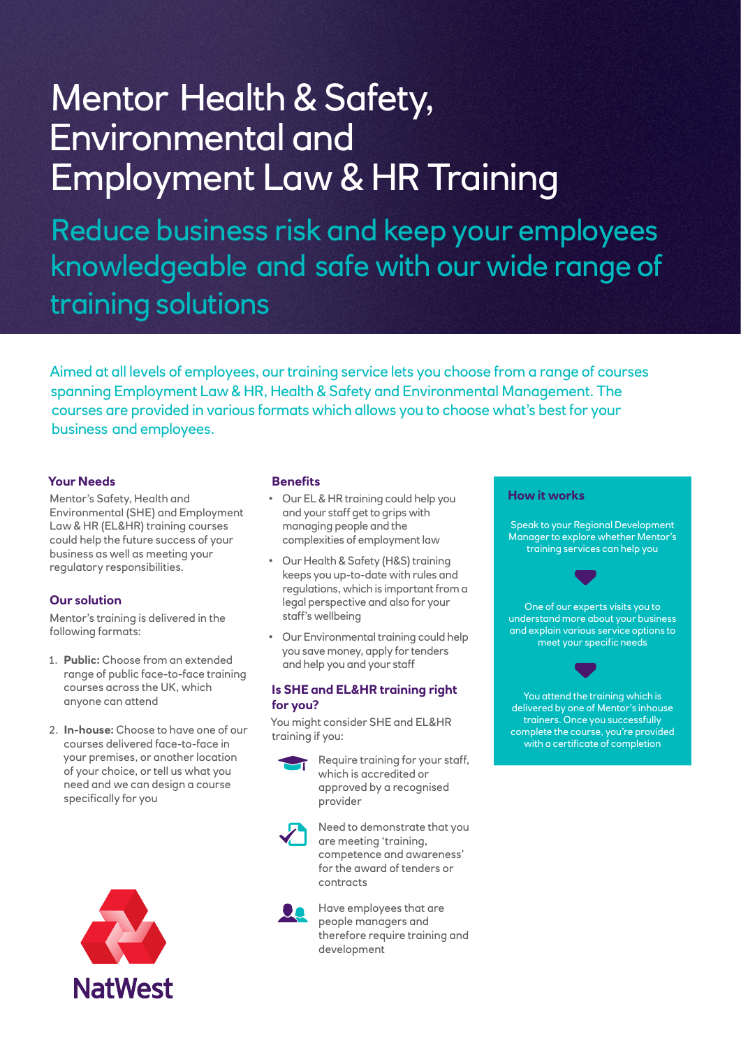# Mentor Health & Safety, Environmental and Employment Law & HR Training

## Reduce business risk and keep your employees knowledgeable and safe with our wide range of training solutions

Aimed at all levels of employees, our training service lets you choose from a range of courses spanning Employment Law & HR, Health & Safety and Environmental Management. The courses are provided in various formats which allows you to choose what's best for your business and employees.

### Your Needs

Mentor's Safety, Health and Environmental (SHE) and Employment Law & HR (EL&HR) training courses could help the future success of your business as well as meeting your regulatory responsibilities.

### Our solution

Mentor's training is delivered in the following formats:

1. **Public:** Choose from an extended range of public face-to-face training courses across the UK, which anyone can attend
2. **In-house:** Choose to have one of our courses delivered face-to-face in your premises, or another location of your choice, or tell us what you need and we can design a course specifically for you

### Benefits

- Our EL & HR training could help you and your staff get to grips with managing people and the complexities of employment law
- Our Health & Safety (H&S) training keeps you up-to-date with rules and regulations, which is important from a legal perspective and also for your staff's wellbeing
- Our Environmental training could help you save money, apply for tenders and help you and your staff

### Is SHE and EL&HR training right for you?

You might consider SHE and EL&HR training if you:

- Require training for your staff, which is accredited or approved by a recognised provider
- Need to demonstrate that you are meeting 'training, competence and awareness' for the award of tenders or contracts
- Have employees that are people managers and therefore require training and development

### How it works

Speak to your Regional Development Manager to explore whether Mentor's training services can help you

One of our experts visits you to understand more about your business and explain various service options to meet your specific needs

You attend the training which is delivered by one of Mentor's inhouse trainers. Once you successfully complete the course, you're provided with a certificate of completion

NatWest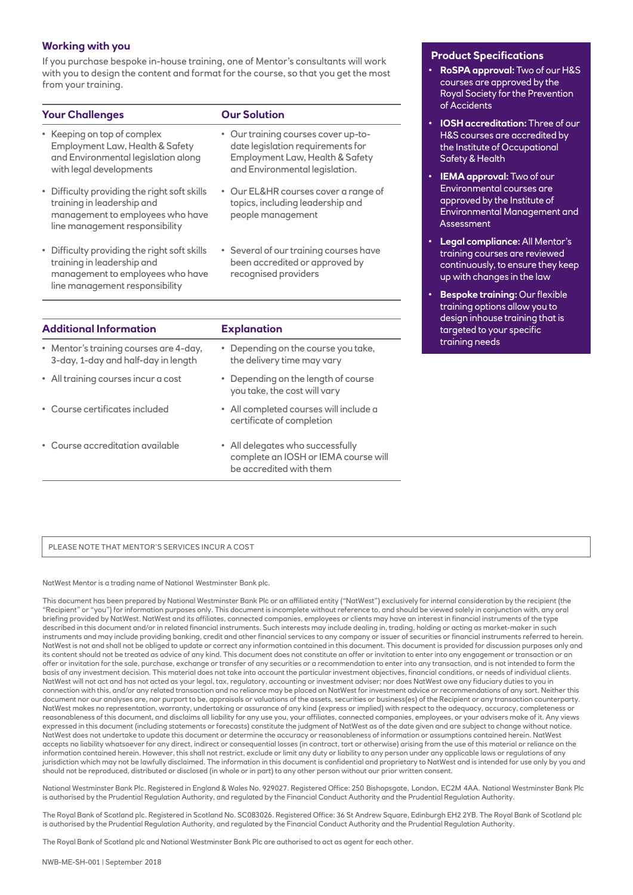## Working with you

If you purchase bespoke in-house training, one of Mentor's consultants will work with you to design the content and format for the course, so that you get the most from your training.

| Your Challenges | Our Solution |
|---|---|
| • Keeping on top of complex Employment Law, Health & Safety and Environmental legislation along with legal developments | • Our training courses cover up-to-date legislation requirements for Employment Law, Health & Safety and Environmental legislation. |
| • Difficulty providing the right soft skills training in leadership and management to employees who have line management responsibility | • Our EL&HR courses cover a range of topics, including leadership and people management |
| • Difficulty providing the right soft skills training in leadership and management to employees who have line management responsibility | • Several of our training courses have been accredited or approved by recognised providers |

| Additional Information | Explanation |
|---|---|
| • Mentor's training courses are 4-day, 3-day, 1-day and half-day in length | • Depending on the course you take, the delivery time may vary |
| • All training courses incur a cost | • Depending on the length of course you take, the cost will vary |
| • Course certificates included | • All completed courses will include a certificate of completion |
| • Course accreditation available | • All delegates who successfully complete an IOSH or IEMA course will be accredited with them |

### Product Specifications

- **RoSPA approval:** Two of our H&S courses are approved by the Royal Society for the Prevention of Accidents
- **IOSH accreditation:** Three of our H&S courses are accredited by the Institute of Occupational Safety & Health
- **IEMA approval:** Two of our Environmental courses are approved by the Institute of Environmental Management and Assessment
- **Legal compliance:** All Mentor's training courses are reviewed continuously, to ensure they keep up with changes in the law
- **Bespoke training:** Our flexible training options allow you to design inhouse training that is targeted to your specific training needs

PLEASE NOTE THAT MENTOR'S SERVICES INCUR A COST

NatWest Mentor is a trading name of National Westminster Bank plc.

This document has been prepared by National Westminster Bank Plc or an affiliated entity ("NatWest") exclusively for internal consideration by the recipient (the "Recipient" or "you") for information purposes only. This document is incomplete without reference to, and should be viewed solely in conjunction with, any oral briefing provided by NatWest. NatWest and its affiliates, connected companies, employees or clients may have an interest in financial instruments of the type described in this document and/or in related financial instruments. Such interests may include dealing in, trading, holding or acting as market-maker in such instruments and may include providing banking, credit and other financial services to any company or issuer of securities or financial instruments referred to herein. NatWest is not and shall not be obliged to update or correct any information contained in this document. This document is provided for discussion purposes only and its content should not be treated as advice of any kind. This document does not constitute an offer or invitation to enter into any engagement or transaction or an offer or invitation for the sale, purchase, exchange or transfer of any securities or a recommendation to enter into any transaction, and is not intended to form the basis of any investment decision. This material does not take into account the particular investment objectives, financial conditions, or needs of individual clients. NatWest will not act and has not acted as your legal, tax, regulatory, accounting or investment adviser; nor does NatWest owe any fiduciary duties to you in connection with this, and/or any related transaction and no reliance may be placed on NatWest for investment advice or recommendations of any sort. Neither this document nor our analyses are, nor purport to be, appraisals or valuations of the assets, securities or business(es) of the Recipient or any transaction counterparty. NatWest makes no representation, warranty, undertaking or assurance of any kind (express or implied) with respect to the adequacy, accuracy, completeness or reasonableness of this document, and disclaims all liability for any use you, your affiliates, connected companies, employees, or your advisers make of it. Any views expressed in this document (including statements or forecasts) constitute the judgment of NatWest as of the date given and are subject to change without notice. NatWest does not undertake to update this document or determine the accuracy or reasonableness of information or assumptions contained herein. NatWest accepts no liability whatsoever for any direct, indirect or consequential losses (in contract, tort or otherwise) arising from the use of this material or reliance on the information contained herein. However, this shall not restrict, exclude or limit any duty or liability to any person under any applicable laws or regulations of any jurisdiction which may not be lawfully disclaimed. The information in this document is confidential and proprietary to NatWest and is intended for use only by you and should not be reproduced, distributed or disclosed (in whole or in part) to any other person without our prior written consent.

National Westminster Bank Plc. Registered in England & Wales No. 929027. Registered Office: 250 Bishopsgate, London, EC2M 4AA. National Westminster Bank Plc is authorised by the Prudential Regulation Authority, and regulated by the Financial Conduct Authority and the Prudential Regulation Authority.

The Royal Bank of Scotland plc. Registered in Scotland No. SC083026. Registered Office: 36 St Andrew Square, Edinburgh EH2 2YB. The Royal Bank of Scotland plc is authorised by the Prudential Regulation Authority, and regulated by the Financial Conduct Authority and the Prudential Regulation Authority.

The Royal Bank of Scotland plc and National Westminster Bank Plc are authorised to act as agent for each other.

NWB-ME-SH-001 | September 2018